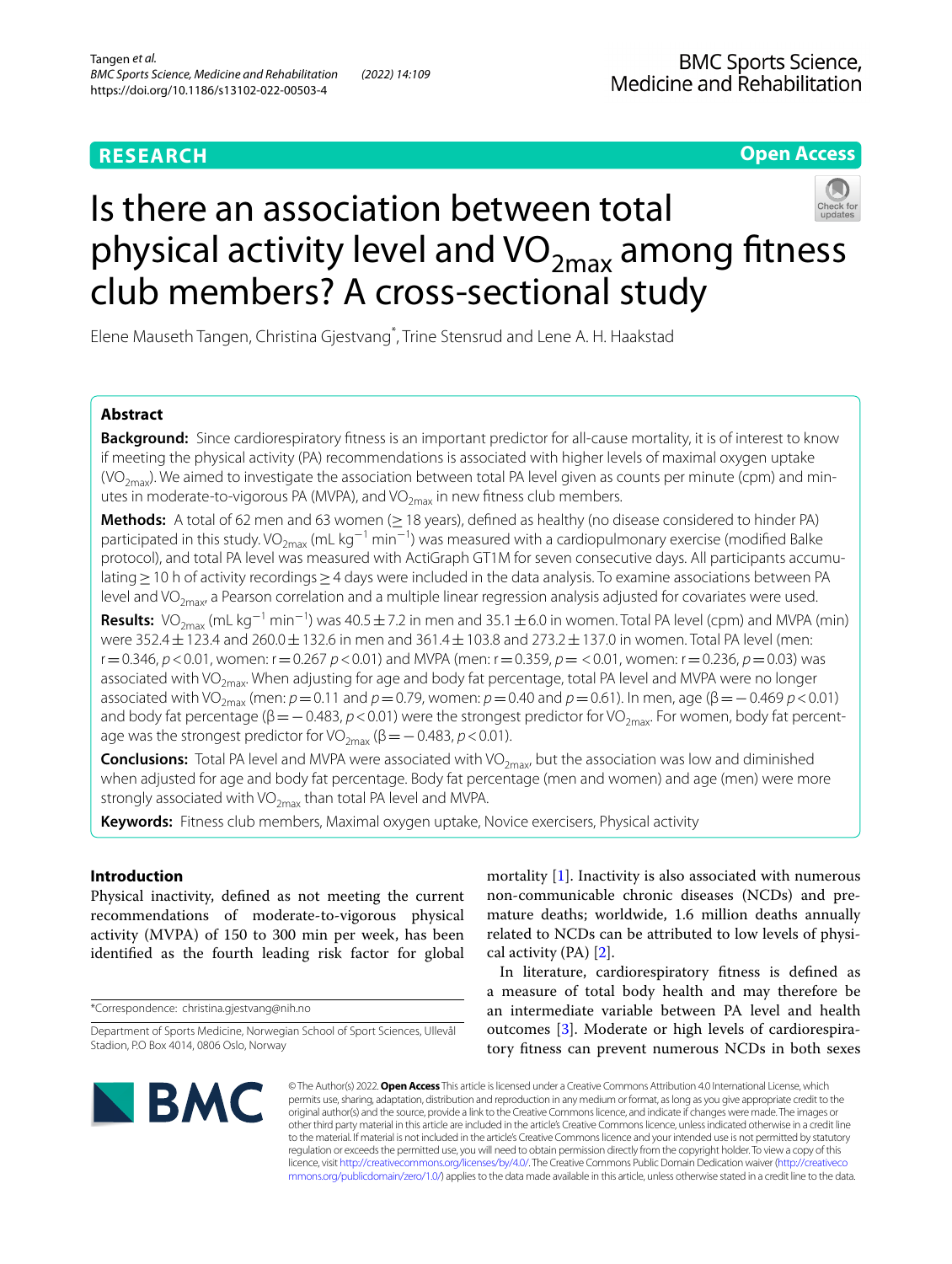RESEARCH

Open Access

# Is there an association between total physical activity level and $VO_{2max}$ among fitness club members? A cross-sectional study

Elene Mauseth Tangen, Christina Gjestvang*, Trine Stensrud and Lene A. H. Haakstad

## Abstract

**Background:** Since cardiorespiratory fitness is an important predictor for all-cause mortality, it is of interest to know if meeting the physical activity (PA) recommendations is associated with higher levels of maximal oxygen uptake ($VO_{2max}$). We aimed to investigate the association between total PA level given as counts per minute (cpm) and minutes in moderate-to-vigorous PA (MVPA), and $VO_{2max}$ in new fitness club members.

**Methods:** A total of 62 men and 63 women (≥ 18 years), defined as healthy (no disease considered to hinder PA) participated in this study. $VO_{2max}$ (mL $kg^{-1}$ $min^{-1}$) was measured with a cardiopulmonary exercise (modified Balke protocol), and total PA level was measured with ActiGraph GT1M for seven consecutive days. All participants accumulating ≥ 10 h of activity recordings ≥ 4 days were included in the data analysis. To examine associations between PA level and $VO_{2max}$, a Pearson correlation and a multiple linear regression analysis adjusted for covariates were used.

**Results:** $VO_{2max}$ (mL $kg^{-1}$ $min^{-1}$) was 40.5 ± 7.2 in men and 35.1 ± 6.0 in women. Total PA level (cpm) and MVPA (min) were 352.4 ± 123.4 and 260.0 ± 132.6 in men and 361.4 ± 103.8 and 273.2 ± 137.0 in women. Total PA level (men: r = 0.346, $p < 0.01$, women: r = 0.267 $p < 0.01$) and MVPA (men: r = 0.359, $p =< 0.01$, women: r = 0.236, $p = 0.03$) was associated with $VO_{2max}$. When adjusting for age and body fat percentage, total PA level and MVPA were no longer associated with $VO_{2max}$ (men: $p = 0.11$ and $p = 0.79$, women: $p = 0.40$ and $p = 0.61$). In men, age (β = − 0.469 $p < 0.01$) and body fat percentage (β = − 0.483, $p < 0.01$) were the strongest predictor for $VO_{2max}$. For women, body fat percentage was the strongest predictor for $VO_{2max}$ (β = − 0.483, $p < 0.01$).

**Conclusions:** Total PA level and MVPA were associated with $VO_{2max}$, but the association was low and diminished when adjusted for age and body fat percentage. Body fat percentage (men and women) and age (men) were more strongly associated with $VO_{2max}$ than total PA level and MVPA.

**Keywords:** Fitness club members, Maximal oxygen uptake, Novice exercisers, Physical activity

## Introduction

Physical inactivity, defined as not meeting the current recommendations of moderate-to-vigorous physical activity (MVPA) of 150 to 300 min per week, has been identified as the fourth leading risk factor for global mortality [1]. Inactivity is also associated with numerous non-communicable chronic diseases (NCDs) and premature deaths; worldwide, 1.6 million deaths annually related to NCDs can be attributed to low levels of physical activity (PA) [2].

In literature, cardiorespiratory fitness is defined as a measure of total body health and may therefore be an intermediate variable between PA level and health outcomes [3]. Moderate or high levels of cardiorespiratory fitness can prevent numerous NCDs in both sexes

*Correspondence: christina.gjestvang@nih.no

Department of Sports Medicine, Norwegian School of Sport Sciences, Ullevål Stadion, P.O Box 4014, 0806 Oslo, Norway

© The Author(s) 2022. **Open Access** This article is licensed under a Creative Commons Attribution 4.0 International License, which permits use, sharing, adaptation, distribution and reproduction in any medium or format, as long as you give appropriate credit to the original author(s) and the source, provide a link to the Creative Commons licence, and indicate if changes were made. The images or other third party material in this article are included in the article's Creative Commons licence, unless indicated otherwise in a credit line to the material. If material is not included in the article's Creative Commons licence and your intended use is not permitted by statutory regulation or exceeds the permitted use, you will need to obtain permission directly from the copyright holder. To view a copy of this licence, visit http://creativecommons.org/licenses/by/4.0/. The Creative Commons Public Domain Dedication waiver (http://creativecommons.org/publicdomain/zero/1.0/) applies to the data made available in this article, unless otherwise stated in a credit line to the data.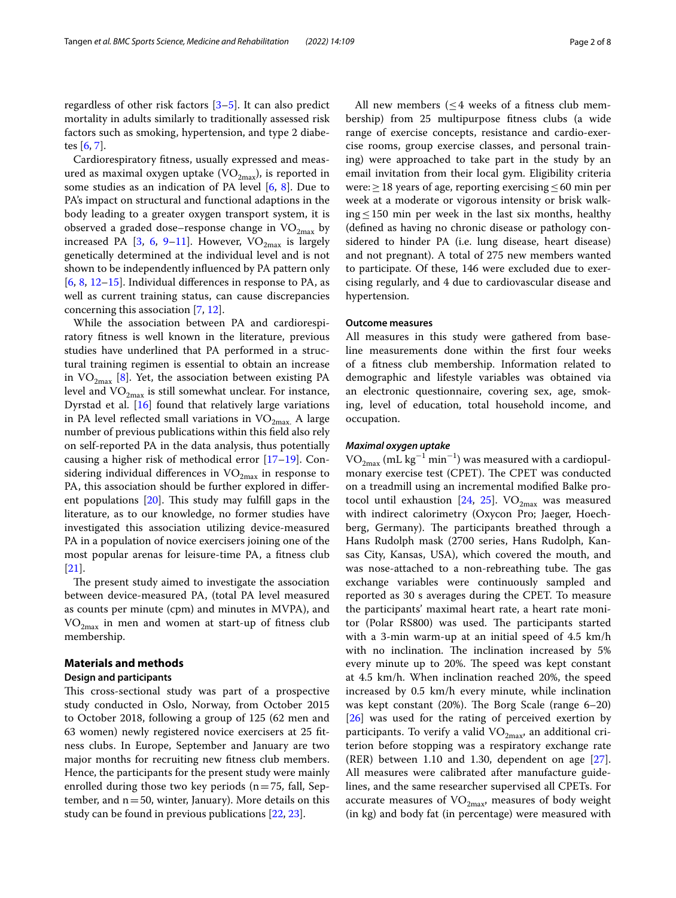regardless of other risk factors [3–5]. It can also predict mortality in adults similarly to traditionally assessed risk factors such as smoking, hypertension, and type 2 diabetes [6, 7].

Cardiorespiratory fitness, usually expressed and measured as maximal oxygen uptake ($VO_{2max}$), is reported in some studies as an indication of PA level [6, 8]. Due to PA's impact on structural and functional adaptions in the body leading to a greater oxygen transport system, it is observed a graded dose–response change in $VO_{2max}$ by increased PA [3, 6, 9–11]. However, $VO_{2max}$ is largely genetically determined at the individual level and is not shown to be independently influenced by PA pattern only [6, 8, 12–15]. Individual differences in response to PA, as well as current training status, can cause discrepancies concerning this association [7, 12].

While the association between PA and cardiorespiratory fitness is well known in the literature, previous studies have underlined that PA performed in a structural training regimen is essential to obtain an increase in $VO_{2max}$ [8]. Yet, the association between existing PA level and $VO_{2max}$ is still somewhat unclear. For instance, Dyrstad et al. [16] found that relatively large variations in PA level reflected small variations in $VO_{2max}$. A large number of previous publications within this field also rely on self-reported PA in the data analysis, thus potentially causing a higher risk of methodical error [17–19]. Considering individual differences in $VO_{2max}$ in response to PA, this association should be further explored in different populations [20]. This study may fulfill gaps in the literature, as to our knowledge, no former studies have investigated this association utilizing device-measured PA in a population of novice exercisers joining one of the most popular arenas for leisure-time PA, a fitness club [21].

The present study aimed to investigate the association between device-measured PA, (total PA level measured as counts per minute (cpm) and minutes in MVPA), and $VO_{2max}$ in men and women at start-up of fitness club membership.

## Materials and methods

### Design and participants

This cross-sectional study was part of a prospective study conducted in Oslo, Norway, from October 2015 to October 2018, following a group of 125 (62 men and 63 women) newly registered novice exercisers at 25 fitness clubs. In Europe, September and January are two major months for recruiting new fitness club members. Hence, the participants for the present study were mainly enrolled during those two key periods (n = 75, fall, September, and n = 50, winter, January). More details on this study can be found in previous publications [22, 23].

All new members (≤ 4 weeks of a fitness club membership) from 25 multipurpose fitness clubs (a wide range of exercise concepts, resistance and cardio-exercise rooms, group exercise classes, and personal training) were approached to take part in the study by an email invitation from their local gym. Eligibility criteria were: ≥ 18 years of age, reporting exercising ≤ 60 min per week at a moderate or vigorous intensity or brisk walking ≤ 150 min per week in the last six months, healthy (defined as having no chronic disease or pathology considered to hinder PA (i.e. lung disease, heart disease) and not pregnant). A total of 275 new members wanted to participate. Of these, 146 were excluded due to exercising regularly, and 4 due to cardiovascular disease and hypertension.

### Outcome measures

All measures in this study were gathered from baseline measurements done within the first four weeks of a fitness club membership. Information related to demographic and lifestyle variables was obtained via an electronic questionnaire, covering sex, age, smoking, level of education, total household income, and occupation.

#### *Maximal oxygen uptake*

$VO_{2max}$ (mL kg$^{-1}$ min$^{-1}$) was measured with a cardiopulmonary exercise test (CPET). The CPET was conducted on a treadmill using an incremental modified Balke protocol until exhaustion [24, 25]. $VO_{2max}$ was measured with indirect calorimetry (Oxycon Pro; Jaeger, Hoechberg, Germany). The participants breathed through a Hans Rudolph mask (2700 series, Hans Rudolph, Kansas City, Kansas, USA), which covered the mouth, and was nose-attached to a non-rebreathing tube. The gas exchange variables were continuously sampled and reported as 30 s averages during the CPET. To measure the participants' maximal heart rate, a heart rate monitor (Polar RS800) was used. The participants started with a 3-min warm-up at an initial speed of 4.5 km/h with no inclination. The inclination increased by 5% every minute up to 20%. The speed was kept constant at 4.5 km/h. When inclination reached 20%, the speed increased by 0.5 km/h every minute, while inclination was kept constant (20%). The Borg Scale (range 6–20) [26] was used for the rating of perceived exertion by participants. To verify a valid $VO_{2max}$, an additional criterion before stopping was a respiratory exchange rate (RER) between 1.10 and 1.30, dependent on age [27]. All measures were calibrated after manufacture guidelines, and the same researcher supervised all CPETs. For accurate measures of $VO_{2max}$, measures of body weight (in kg) and body fat (in percentage) were measured with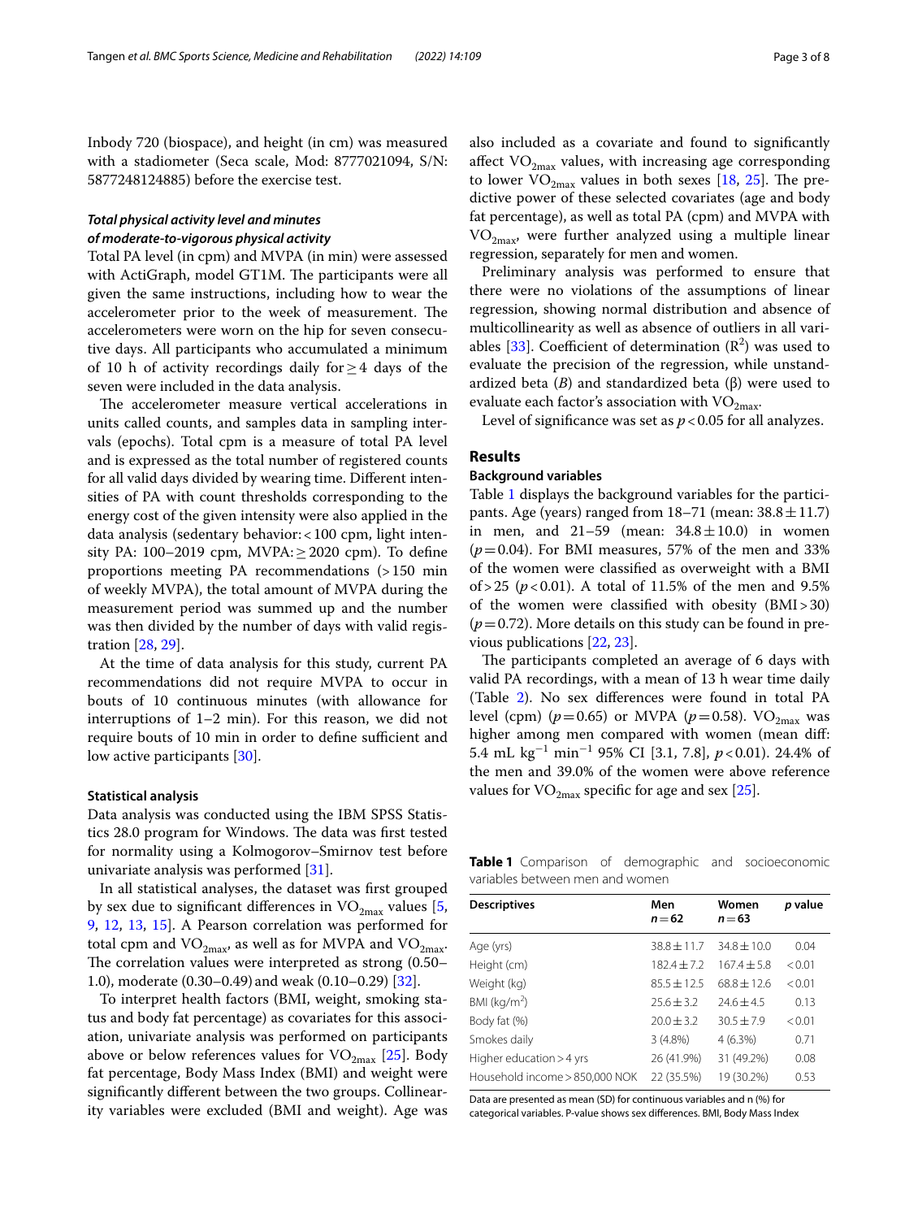Inbody 720 (biospace), and height (in cm) was measured with a stadiometer (Seca scale, Mod: 8777021094, S/N: 5877248124885) before the exercise test.

### *Total physical activity level and minutes of moderate-to-vigorous physical activity*

Total PA level (in cpm) and MVPA (in min) were assessed with ActiGraph, model GT1M. The participants were all given the same instructions, including how to wear the accelerometer prior to the week of measurement. The accelerometers were worn on the hip for seven consecutive days. All participants who accumulated a minimum of 10 h of activity recordings daily for ≥ 4 days of the seven were included in the data analysis.

The accelerometer measure vertical accelerations in units called counts, and samples data in sampling intervals (epochs). Total cpm is a measure of total PA level and is expressed as the total number of registered counts for all valid days divided by wearing time. Different intensities of PA with count thresholds corresponding to the energy cost of the given intensity were also applied in the data analysis (sedentary behavior: < 100 cpm, light intensity PA: 100–2019 cpm, MVPA: ≥ 2020 cpm). To define proportions meeting PA recommendations (> 150 min of weekly MVPA), the total amount of MVPA during the measurement period was summed up and the number was then divided by the number of days with valid registration [28, 29].

At the time of data analysis for this study, current PA recommendations did not require MVPA to occur in bouts of 10 continuous minutes (with allowance for interruptions of 1–2 min). For this reason, we did not require bouts of 10 min in order to define sufficient and low active participants [30].

#### Statistical analysis

Data analysis was conducted using the IBM SPSS Statistics 28.0 program for Windows. The data was first tested for normality using a Kolmogorov–Smirnov test before univariate analysis was performed [31].

In all statistical analyses, the dataset was first grouped by sex due to significant differences in $VO_{2max}$ values [5, 9, 12, 13, 15]. A Pearson correlation was performed for total cpm and $VO_{2max}$, as well as for MVPA and $VO_{2max}$. The correlation values were interpreted as strong (0.50–1.0), moderate (0.30–0.49) and weak (0.10–0.29) [32].

To interpret health factors (BMI, weight, smoking status and body fat percentage) as covariates for this association, univariate analysis was performed on participants above or below references values for $VO_{2max}$ [25]. Body fat percentage, Body Mass Index (BMI) and weight were significantly different between the two groups. Collinearity variables were excluded (BMI and weight). Age was also included as a covariate and found to significantly affect $VO_{2max}$ values, with increasing age corresponding to lower $VO_{2max}$ values in both sexes [18, 25]. The predictive power of these selected covariates (age and body fat percentage), as well as total PA (cpm) and MVPA with $VO_{2max}$, were further analyzed using a multiple linear regression, separately for men and women.

Preliminary analysis was performed to ensure that there were no violations of the assumptions of linear regression, showing normal distribution and absence of multicollinearity as well as absence of outliers in all variables [33]. Coefficient of determination ($R^2$) was used to evaluate the precision of the regression, while unstandardized beta (*B*) and standardized beta (β) were used to evaluate each factor's association with $VO_{2max}$.

Level of significance was set as $p < 0.05$ for all analyzes.

## Results

### Background variables

Table 1 displays the background variables for the participants. Age (years) ranged from 18–71 (mean: 38.8 ± 11.7) in men, and 21–59 (mean: 34.8 ± 10.0) in women ($p = 0.04$). For BMI measures, 57% of the men and 33% of the women were classified as overweight with a BMI of > 25 ($p < 0.01$). A total of 11.5% of the men and 9.5% of the women were classified with obesity (BMI > 30) ($p = 0.72$). More details on this study can be found in previous publications [22, 23].

The participants completed an average of 6 days with valid PA recordings, with a mean of 13 h wear time daily (Table 2). No sex differences were found in total PA level (cpm) ($p = 0.65$) or MVPA ($p = 0.58$). $VO_{2max}$ was higher among men compared with women (mean diff: 5.4 mL $kg^{-1}$ $min^{-1}$ 95% CI [3.1, 7.8], $p < 0.01$). 24.4% of the men and 39.0% of the women were above reference values for $VO_{2max}$ specific for age and sex [25].

**Table 1** Comparison of demographic and socioeconomic variables between men and women

| Descriptives | Men $n = 62$ | Women $n = 63$ | *p* value |
|---|---|---|---|
| Age (yrs) | 38.8 ± 11.7 | 34.8 ± 10.0 | 0.04 |
| Height (cm) | 182.4 ± 7.2 | 167.4 ± 5.8 | < 0.01 |
| Weight (kg) | 85.5 ± 12.5 | 68.8 ± 12.6 | < 0.01 |
| BMI (kg/m$^2$) | 25.6 ± 3.2 | 24.6 ± 4.5 | 0.13 |
| Body fat (%) | 20.0 ± 3.2 | 30.5 ± 7.9 | < 0.01 |
| Smokes daily | 3 (4.8%) | 4 (6.3%) | 0.71 |
| Higher education > 4 yrs | 26 (41.9%) | 31 (49.2%) | 0.08 |
| Household income > 850,000 NOK | 22 (35.5%) | 19 (30.2%) | 0.53 |

Data are presented as mean (SD) for continuous variables and n (%) for categorical variables. P-value shows sex differences. BMI, Body Mass Index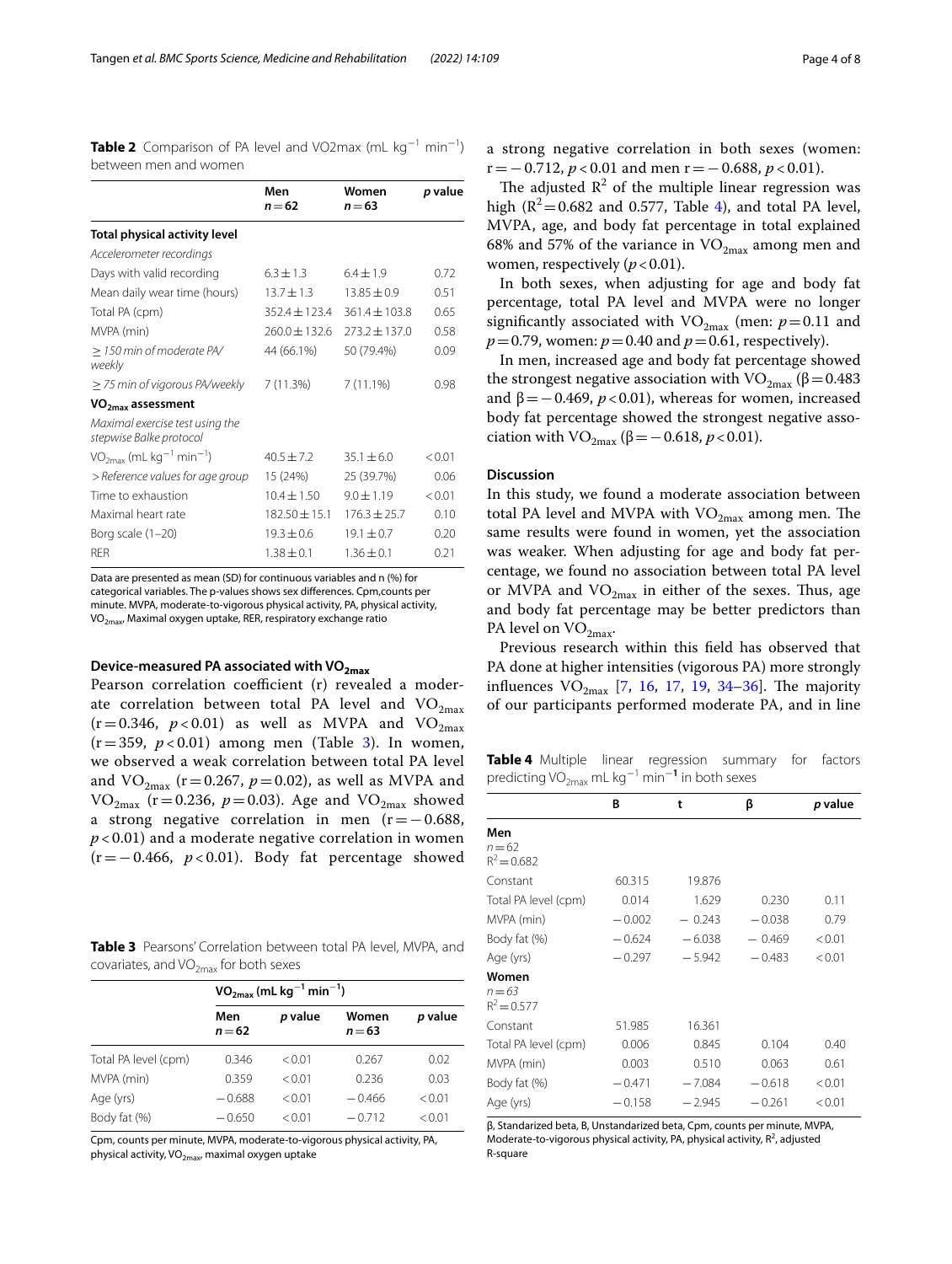**Table 2** Comparison of PA level and VO2max (mL $kg^{-1}$ $min^{-1}$) between men and women

| | Men $n=62$ | Women $n=63$ | *p* value |
|---|---|---|---|
| **Total physical activity level** | | | |
| *Accelerometer recordings* | | | |
| Days with valid recording | 6.3 ± 1.3 | 6.4 ± 1.9 | 0.72 |
| Mean daily wear time (hours) | 13.7 ± 1.3 | 13.85 ± 0.9 | 0.51 |
| Total PA (cpm) | 352.4 ± 123.4 | 361.4 ± 103.8 | 0.65 |
| MVPA (min) | 260.0 ± 132.6 | 273.2 ± 137.0 | 0.58 |
| *≥ 150 min of moderate PA/ weekly* | 44 (66.1%) | 50 (79.4%) | 0.09 |
| *≥ 75 min of vigorous PA/weekly* | 7 (11.3%) | 7 (11.1%) | 0.98 |
| **$VO_{2max}$ assessment** | | | |
| *Maximal exercise test using the stepwise Balke protocol* | | | |
| $VO_{2max}$ (mL $kg^{-1}$ $min^{-1}$) | 40.5 ± 7.2 | 35.1 ± 6.0 | < 0.01 |
| *> Reference values for age group* | 15 (24%) | 25 (39.7%) | 0.06 |
| Time to exhaustion | 10.4 ± 1.50 | 9.0 ± 1.19 | < 0.01 |
| Maximal heart rate | 182.50 ± 15.1 | 176.3 ± 25.7 | 0.10 |
| Borg scale (1–20) | 19.3 ± 0.6 | 19.1 ± 0.7 | 0.20 |
| RER | 1.38 ± 0.1 | 1.36 ± 0.1 | 0.21 |

Data are presented as mean (SD) for continuous variables and n (%) for categorical variables. The p-values shows sex differences. Cpm, counts per minute. MVPA, moderate-to-vigorous physical activity, PA, physical activity, $VO_{2max}$, Maximal oxygen uptake, RER, respiratory exchange ratio

### Device-measured PA associated with $VO_{2max}$

Pearson correlation coefficient (r) revealed a moderate correlation between total PA level and $VO_{2max}$ ($r=0.346$, $p<0.01$) as well as MVPA and $VO_{2max}$ ($r=359$, $p<0.01$) among men (Table 3). In women, we observed a weak correlation between total PA level and $VO_{2max}$ ($r=0.267$, $p=0.02$), as well as MVPA and $VO_{2max}$ ($r=0.236$, $p=0.03$). Age and $VO_{2max}$ showed a strong negative correlation in men ($r=-0.688$, $p<0.01$) and a moderate negative correlation in women ($r=-0.466$, $p<0.01$). Body fat percentage showed a strong negative correlation in both sexes (women: $r=-0.712$, $p<0.01$ and men $r=-0.688$, $p<0.01$).

**Table 3** Pearsons' Correlation between total PA level, MVPA, and covariates, and $VO_{2max}$ for both sexes

| | $VO_{2max}$ (mL $kg^{-1}$ $min^{-1}$) | | | |
|---|---|---|---|---|
| | Men $n=62$ | *p* value | Women $n=63$ | *p* value |
| Total PA level (cpm) | 0.346 | < 0.01 | 0.267 | 0.02 |
| MVPA (min) | 0.359 | < 0.01 | 0.236 | 0.03 |
| Age (yrs) | −0.688 | < 0.01 | −0.466 | < 0.01 |
| Body fat (%) | −0.650 | < 0.01 | −0.712 | < 0.01 |

Cpm, counts per minute, MVPA, moderate-to-vigorous physical activity, PA, physical activity, $VO_{2max}$, maximal oxygen uptake

The adjusted $R^2$ of the multiple linear regression was high ($R^2=0.682$ and 0.577, Table 4), and total PA level, MVPA, age, and body fat percentage in total explained 68% and 57% of the variance in $VO_{2max}$ among men and women, respectively ($p<0.01$).

In both sexes, when adjusting for age and body fat percentage, total PA level and MVPA were no longer significantly associated with $VO_{2max}$ (men: $p=0.11$ and $p=0.79$, women: $p=0.40$ and $p=0.61$, respectively).

In men, increased age and body fat percentage showed the strongest negative association with $VO_{2max}$ ($\beta=0.483$ and $\beta=-0.469$, $p<0.01$), whereas for women, increased body fat percentage showed the strongest negative association with $VO_{2max}$ ($\beta=-0.618$, $p<0.01$).

## Discussion

In this study, we found a moderate association between total PA level and MVPA with $VO_{2max}$ among men. The same results were found in women, yet the association was weaker. When adjusting for age and body fat percentage, we found no association between total PA level or MVPA and $VO_{2max}$ in either of the sexes. Thus, age and body fat percentage may be better predictors than PA level on $VO_{2max}$.

Previous research within this field has observed that PA done at higher intensities (vigorous PA) more strongly influences $VO_{2max}$ [7, 16, 17, 19, 34–36]. The majority of our participants performed moderate PA, and in line

**Table 4** Multiple linear regression summary for factors predicting $VO_{2max}$ mL $kg^{-1}$ $min^{-1}$ in both sexes

| | B | t | β | *p* value |
|---|---|---|---|---|
| **Men** *n=62* $R^2=0.682$ | | | | |
| Constant | 60.315 | 19.876 | | |
| Total PA level (cpm) | 0.014 | 1.629 | 0.230 | 0.11 |
| MVPA (min) | −0.002 | −0.243 | −0.038 | 0.79 |
| Body fat (%) | −0.624 | −6.038 | −0.469 | < 0.01 |
| Age (yrs) | −0.297 | −5.942 | −0.483 | < 0.01 |
| **Women** *n=63* $R^2=0.577$ | | | | |
| Constant | 51.985 | 16.361 | | |
| Total PA level (cpm) | 0.006 | 0.845 | 0.104 | 0.40 |
| MVPA (min) | 0.003 | 0.510 | 0.063 | 0.61 |
| Body fat (%) | −0.471 | −7.084 | −0.618 | < 0.01 |
| Age (yrs) | −0.158 | −2.945 | −0.261 | < 0.01 |

β, Standarized beta, B, Unstandarized beta, Cpm, counts per minute, MVPA, Moderate-to-vigorous physical activity, PA, physical activity, $R^2$, adjusted R-square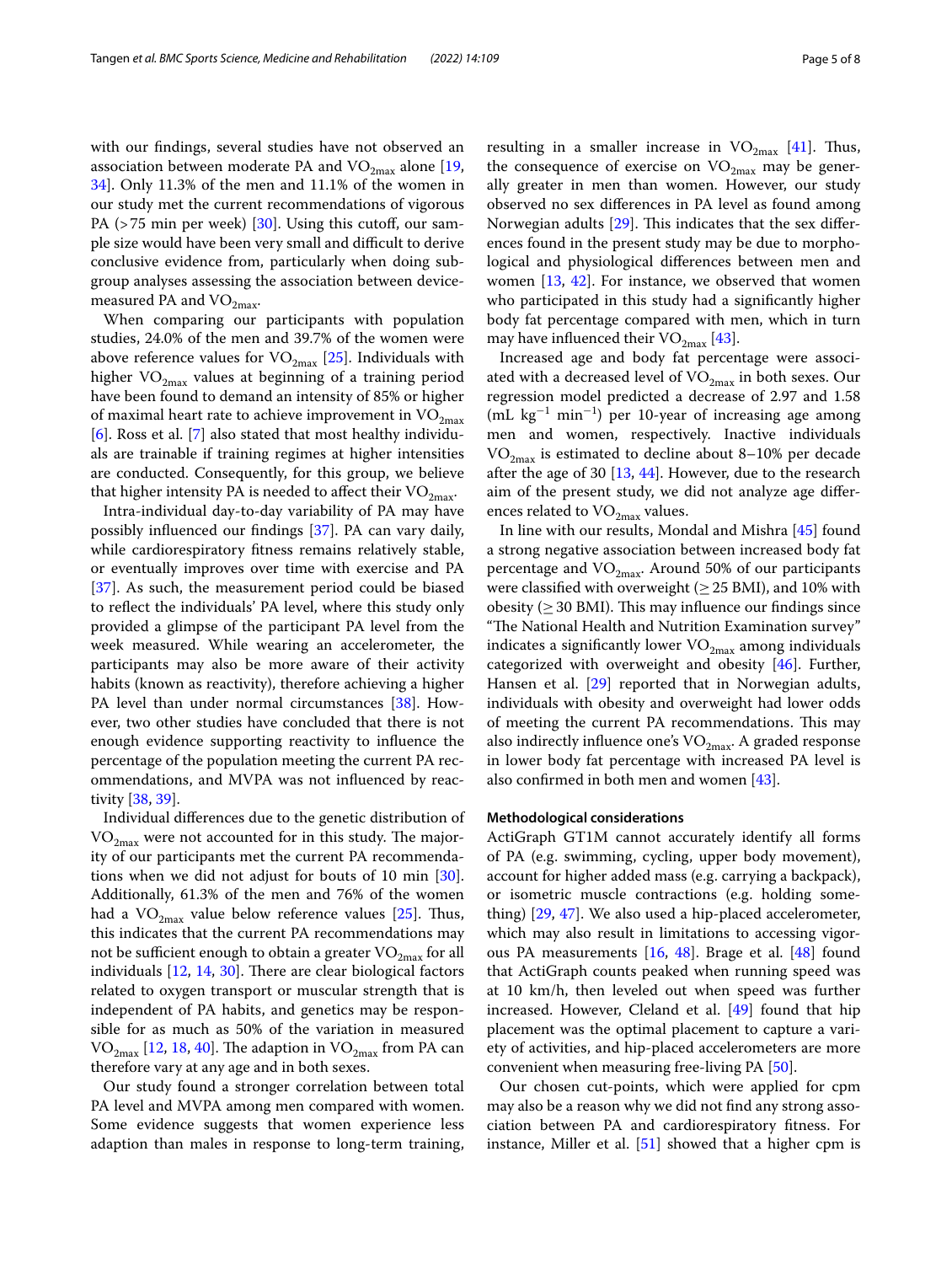with our findings, several studies have not observed an association between moderate PA and $VO_{2max}$ alone [19, 34]. Only 11.3% of the men and 11.1% of the women in our study met the current recommendations of vigorous PA (>75 min per week) [30]. Using this cutoff, our sample size would have been very small and difficult to derive conclusive evidence from, particularly when doing subgroup analyses assessing the association between device-measured PA and $VO_{2max}$.

When comparing our participants with population studies, 24.0% of the men and 39.7% of the women were above reference values for $VO_{2max}$ [25]. Individuals with higher $VO_{2max}$ values at beginning of a training period have been found to demand an intensity of 85% or higher of maximal heart rate to achieve improvement in $VO_{2max}$ [6]. Ross et al. [7] also stated that most healthy individuals are trainable if training regimes at higher intensities are conducted. Consequently, for this group, we believe that higher intensity PA is needed to affect their $VO_{2max}$.

Intra-individual day-to-day variability of PA may have possibly influenced our findings [37]. PA can vary daily, while cardiorespiratory fitness remains relatively stable, or eventually improves over time with exercise and PA [37]. As such, the measurement period could be biased to reflect the individuals' PA level, where this study only provided a glimpse of the participant PA level from the week measured. While wearing an accelerometer, the participants may also be more aware of their activity habits (known as reactivity), therefore achieving a higher PA level than under normal circumstances [38]. However, two other studies have concluded that there is not enough evidence supporting reactivity to influence the percentage of the population meeting the current PA recommendations, and MVPA was not influenced by reactivity [38, 39].

Individual differences due to the genetic distribution of $VO_{2max}$ were not accounted for in this study. The majority of our participants met the current PA recommendations when we did not adjust for bouts of 10 min [30]. Additionally, 61.3% of the men and 76% of the women had a $VO_{2max}$ value below reference values [25]. Thus, this indicates that the current PA recommendations may not be sufficient enough to obtain a greater $VO_{2max}$ for all individuals [12, 14, 30]. There are clear biological factors related to oxygen transport or muscular strength that is independent of PA habits, and genetics may be responsible for as much as 50% of the variation in measured $VO_{2max}$ [12, 18, 40]. The adaption in $VO_{2max}$ from PA can therefore vary at any age and in both sexes.

Our study found a stronger correlation between total PA level and MVPA among men compared with women. Some evidence suggests that women experience less adaption than males in response to long-term training, resulting in a smaller increase in $VO_{2max}$ [41]. Thus, the consequence of exercise on $VO_{2max}$ may be generally greater in men than women. However, our study observed no sex differences in PA level as found among Norwegian adults [29]. This indicates that the sex differences found in the present study may be due to morphological and physiological differences between men and women [13, 42]. For instance, we observed that women who participated in this study had a significantly higher body fat percentage compared with men, which in turn may have influenced their $VO_{2max}$ [43].

Increased age and body fat percentage were associated with a decreased level of $VO_{2max}$ in both sexes. Our regression model predicted a decrease of 2.97 and 1.58 (mL $kg^{-1}$ $min^{-1}$) per 10-year of increasing age among men and women, respectively. Inactive individuals $VO_{2max}$ is estimated to decline about 8–10% per decade after the age of 30 [13, 44]. However, due to the research aim of the present study, we did not analyze age differences related to $VO_{2max}$ values.

In line with our results, Mondal and Mishra [45] found a strong negative association between increased body fat percentage and $VO_{2max}$. Around 50% of our participants were classified with overweight (≥25 BMI), and 10% with obesity (≥30 BMI). This may influence our findings since "The National Health and Nutrition Examination survey" indicates a significantly lower $VO_{2max}$ among individuals categorized with overweight and obesity [46]. Further, Hansen et al. [29] reported that in Norwegian adults, individuals with obesity and overweight had lower odds of meeting the current PA recommendations. This may also indirectly influence one's $VO_{2max}$. A graded response in lower body fat percentage with increased PA level is also confirmed in both men and women [43].

### Methodological considerations

ActiGraph GT1M cannot accurately identify all forms of PA (e.g. swimming, cycling, upper body movement), account for higher added mass (e.g. carrying a backpack), or isometric muscle contractions (e.g. holding something) [29, 47]. We also used a hip-placed accelerometer, which may also result in limitations to accessing vigorous PA measurements [16, 48]. Brage et al. [48] found that ActiGraph counts peaked when running speed was at 10 km/h, then leveled out when speed was further increased. However, Cleland et al. [49] found that hip placement was the optimal placement to capture a variety of activities, and hip-placed accelerometers are more convenient when measuring free-living PA [50].

Our chosen cut-points, which were applied for cpm may also be a reason why we did not find any strong association between PA and cardiorespiratory fitness. For instance, Miller et al. [51] showed that a higher cpm is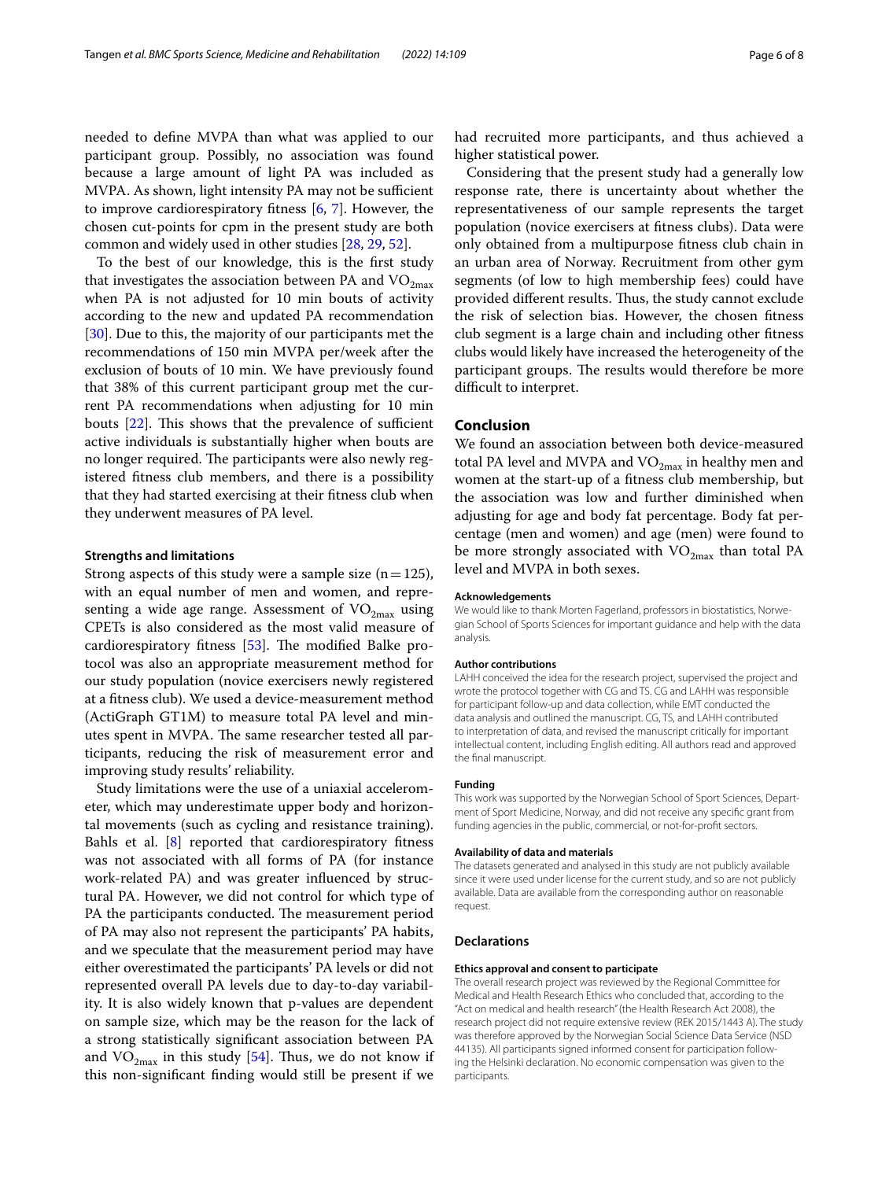needed to define MVPA than what was applied to our participant group. Possibly, no association was found because a large amount of light PA was included as MVPA. As shown, light intensity PA may not be sufficient to improve cardiorespiratory fitness [6, 7]. However, the chosen cut-points for cpm in the present study are both common and widely used in other studies [28, 29, 52].

To the best of our knowledge, this is the first study that investigates the association between PA and $VO_{2max}$ when PA is not adjusted for 10 min bouts of activity according to the new and updated PA recommendation [30]. Due to this, the majority of our participants met the recommendations of 150 min MVPA per/week after the exclusion of bouts of 10 min. We have previously found that 38% of this current participant group met the current PA recommendations when adjusting for 10 min bouts [22]. This shows that the prevalence of sufficient active individuals is substantially higher when bouts are no longer required. The participants were also newly registered fitness club members, and there is a possibility that they had started exercising at their fitness club when they underwent measures of PA level.

### Strengths and limitations

Strong aspects of this study were a sample size ($n=125$), with an equal number of men and women, and representing a wide age range. Assessment of $VO_{2max}$ using CPETs is also considered as the most valid measure of cardiorespiratory fitness [53]. The modified Balke protocol was also an appropriate measurement method for our study population (novice exercisers newly registered at a fitness club). We used a device-measurement method (ActiGraph GT1M) to measure total PA level and minutes spent in MVPA. The same researcher tested all participants, reducing the risk of measurement error and improving study results' reliability.

Study limitations were the use of a uniaxial accelerometer, which may underestimate upper body and horizontal movements (such as cycling and resistance training). Bahls et al. [8] reported that cardiorespiratory fitness was not associated with all forms of PA (for instance work-related PA) and was greater influenced by structural PA. However, we did not control for which type of PA the participants conducted. The measurement period of PA may also not represent the participants' PA habits, and we speculate that the measurement period may have either overestimated the participants' PA levels or did not represented overall PA levels due to day-to-day variability. It is also widely known that p-values are dependent on sample size, which may be the reason for the lack of a strong statistically significant association between PA and $VO_{2max}$ in this study [54]. Thus, we do not know if this non-significant finding would still be present if we had recruited more participants, and thus achieved a higher statistical power.

Considering that the present study had a generally low response rate, there is uncertainty about whether the representativeness of our sample represents the target population (novice exercisers at fitness clubs). Data were only obtained from a multipurpose fitness club chain in an urban area of Norway. Recruitment from other gym segments (of low to high membership fees) could have provided different results. Thus, the study cannot exclude the risk of selection bias. However, the chosen fitness club segment is a large chain and including other fitness clubs would likely have increased the heterogeneity of the participant groups. The results would therefore be more difficult to interpret.

## Conclusion

We found an association between both device-measured total PA level and MVPA and $VO_{2max}$ in healthy men and women at the start-up of a fitness club membership, but the association was low and further diminished when adjusting for age and body fat percentage. Body fat percentage (men and women) and age (men) were found to be more strongly associated with $VO_{2max}$ than total PA level and MVPA in both sexes.

#### Acknowledgements

We would like to thank Morten Fagerland, professors in biostatistics, Norwegian School of Sports Sciences for important guidance and help with the data analysis.

#### Author contributions

LAHH conceived the idea for the research project, supervised the project and wrote the protocol together with CG and TS. CG and LAHH was responsible for participant follow-up and data collection, while EMT conducted the data analysis and outlined the manuscript. CG, TS, and LAHH contributed to interpretation of data, and revised the manuscript critically for important intellectual content, including English editing. All authors read and approved the final manuscript.

#### Funding

This work was supported by the Norwegian School of Sport Sciences, Department of Sport Medicine, Norway, and did not receive any specific grant from funding agencies in the public, commercial, or not-for-profit sectors.

#### Availability of data and materials

The datasets generated and analysed in this study are not publicly available since it were used under license for the current study, and so are not publicly available. Data are available from the corresponding author on reasonable request.

### Declarations

#### Ethics approval and consent to participate

The overall research project was reviewed by the Regional Committee for Medical and Health Research Ethics who concluded that, according to the "Act on medical and health research" (the Health Research Act 2008), the research project did not require extensive review (REK 2015/1443 A). The study was therefore approved by the Norwegian Social Science Data Service (NSD 44135). All participants signed informed consent for participation following the Helsinki declaration. No economic compensation was given to the participants.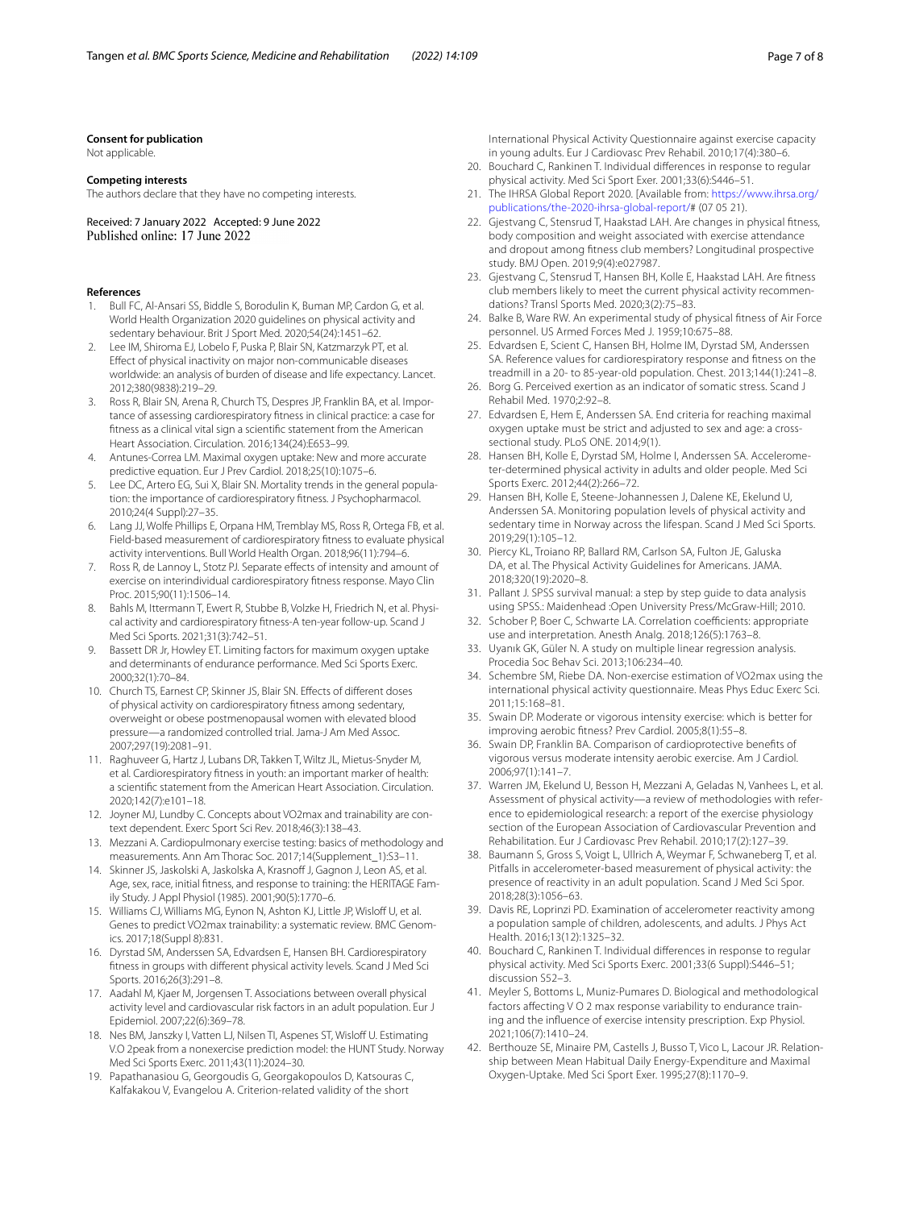**Consent for publication**

Not applicable.

**Competing interests**

The authors declare that they have no competing interests.

Received: 7 January 2022 Accepted: 9 June 2022
Published online: 17 June 2022

**References**

1. Bull FC, Al-Ansari SS, Biddle S, Borodulin K, Buman MP, Cardon G, et al. World Health Organization 2020 guidelines on physical activity and sedentary behaviour. Brit J Sport Med. 2020;54(24):1451–62.
2. Lee IM, Shiroma EJ, Lobelo F, Puska P, Blair SN, Katzmarzyk PT, et al. Effect of physical inactivity on major non-communicable diseases worldwide: an analysis of burden of disease and life expectancy. Lancet. 2012;380(9838):219–29.
3. Ross R, Blair SN, Arena R, Church TS, Despres JP, Franklin BA, et al. Importance of assessing cardiorespiratory fitness in clinical practice: a case for fitness as a clinical vital sign a scientific statement from the American Heart Association. Circulation. 2016;134(24):E653–99.
4. Antunes-Correa LM. Maximal oxygen uptake: New and more accurate predictive equation. Eur J Prev Cardiol. 2018;25(10):1075–6.
5. Lee DC, Artero EG, Sui X, Blair SN. Mortality trends in the general population: the importance of cardiorespiratory fitness. J Psychopharmacol. 2010;24(4 Suppl):27–35.
6. Lang JJ, Wolfe Phillips E, Orpana HM, Tremblay MS, Ross R, Ortega FB, et al. Field-based measurement of cardiorespiratory fitness to evaluate physical activity interventions. Bull World Health Organ. 2018;96(11):794–6.
7. Ross R, de Lannoy L, Stotz PJ. Separate effects of intensity and amount of exercise on interindividual cardiorespiratory fitness response. Mayo Clin Proc. 2015;90(11):1506–14.
8. Bahls M, Ittermann T, Ewert R, Stubbe B, Volzke H, Friedrich N, et al. Physical activity and cardiorespiratory fitness-A ten-year follow-up. Scand J Med Sci Sports. 2021;31(3):742–51.
9. Bassett DR Jr, Howley ET. Limiting factors for maximum oxygen uptake and determinants of endurance performance. Med Sci Sports Exerc. 2000;32(1):70–84.
10. Church TS, Earnest CP, Skinner JS, Blair SN. Effects of different doses of physical activity on cardiorespiratory fitness among sedentary, overweight or obese postmenopausal women with elevated blood pressure—a randomized controlled trial. Jama-J Am Med Assoc. 2007;297(19):2081–91.
11. Raghuveer G, Hartz J, Lubans DR, Takken T, Wiltz JL, Mietus-Snyder M, et al. Cardiorespiratory fitness in youth: an important marker of health: a scientific statement from the American Heart Association. Circulation. 2020;142(7):e101–18.
12. Joyner MJ, Lundby C. Concepts about VO2max and trainability are context dependent. Exerc Sport Sci Rev. 2018;46(3):138–43.
13. Mezzani A. Cardiopulmonary exercise testing: basics of methodology and measurements. Ann Am Thorac Soc. 2017;14(Supplement_1):S3–11.
14. Skinner JS, Jaskolski A, Jaskolska A, Krasnoff J, Gagnon J, Leon AS, et al. Age, sex, race, initial fitness, and response to training: the HERITAGE Family Study. J Appl Physiol (1985). 2001;90(5):1770–6.
15. Williams CJ, Williams MG, Eynon N, Ashton KJ, Little JP, Wisloff U, et al. Genes to predict VO2max trainability: a systematic review. BMC Genomics. 2017;18(Suppl 8):831.
16. Dyrstad SM, Anderssen SA, Edvardsen E, Hansen BH. Cardiorespiratory fitness in groups with different physical activity levels. Scand J Med Sci Sports. 2016;26(3):291–8.
17. Aadahl M, Kjaer M, Jorgensen T. Associations between overall physical activity level and cardiovascular risk factors in an adult population. Eur J Epidemiol. 2007;22(6):369–78.
18. Nes BM, Janszky I, Vatten LJ, Nilsen TI, Aspenes ST, Wisloff U. Estimating V.O 2peak from a nonexercise prediction model: the HUNT Study. Norway Med Sci Sports Exerc. 2011;43(11):2024–30.
19. Papathanasiou G, Georgoudis G, Georgakopoulos D, Katsouras C, Kalfakakou V, Evangelou A. Criterion-related validity of the short International Physical Activity Questionnaire against exercise capacity in young adults. Eur J Cardiovasc Prev Rehabil. 2010;17(4):380–6.
20. Bouchard C, Rankinen T. Individual differences in response to regular physical activity. Med Sci Sport Exer. 2001;33(6):S446–51.
21. The IHRSA Global Report 2020. [Available from: https://www.ihrsa.org/publications/the-2020-ihrsa-global-report/# (07 05 21).
22. Gjestvang C, Stensrud T, Haakstad LAH. Are changes in physical fitness, body composition and weight associated with exercise attendance and dropout among fitness club members? Longitudinal prospective study. BMJ Open. 2019;9(4):e027987.
23. Gjestvang C, Stensrud T, Hansen BH, Kolle E, Haakstad LAH. Are fitness club members likely to meet the current physical activity recommendations? Transl Sports Med. 2020;3(2):75–83.
24. Balke B, Ware RW. An experimental study of physical fitness of Air Force personnel. US Armed Forces Med J. 1959;10:675–88.
25. Edvardsen E, Scient C, Hansen BH, Holme IM, Dyrstad SM, Anderssen SA. Reference values for cardiorespiratory response and fitness on the treadmill in a 20- to 85-year-old population. Chest. 2013;144(1):241–8.
26. Borg G. Perceived exertion as an indicator of somatic stress. Scand J Rehabil Med. 1970;2:92–8.
27. Edvardsen E, Hem E, Anderssen SA. End criteria for reaching maximal oxygen uptake must be strict and adjusted to sex and age: a cross-sectional study. PLoS ONE. 2014;9(1).
28. Hansen BH, Kolle E, Dyrstad SM, Holme I, Anderssen SA. Accelerometer-determined physical activity in adults and older people. Med Sci Sports Exerc. 2012;44(2):266–72.
29. Hansen BH, Kolle E, Steene-Johannessen J, Dalene KE, Ekelund U, Anderssen SA. Monitoring population levels of physical activity and sedentary time in Norway across the lifespan. Scand J Med Sci Sports. 2019;29(1):105–12.
30. Piercy KL, Troiano RP, Ballard RM, Carlson SA, Fulton JE, Galuska DA, et al. The Physical Activity Guidelines for Americans. JAMA. 2018;320(19):2020–8.
31. Pallant J. SPSS survival manual: a step by step guide to data analysis using SPSS.: Maidenhead :Open University Press/McGraw-Hill; 2010.
32. Schober P, Boer C, Schwarte LA. Correlation coefficients: appropriate use and interpretation. Anesth Analg. 2018;126(5):1763–8.
33. Uyanık GK, Güler N. A study on multiple linear regression analysis. Procedia Soc Behav Sci. 2013;106:234–40.
34. Schembre SM, Riebe DA. Non-exercise estimation of VO2max using the international physical activity questionnaire. Meas Phys Educ Exerc Sci. 2011;15:168–81.
35. Swain DP. Moderate or vigorous intensity exercise: which is better for improving aerobic fitness? Prev Cardiol. 2005;8(1):55–8.
36. Swain DP, Franklin BA. Comparison of cardioprotective benefits of vigorous versus moderate intensity aerobic exercise. Am J Cardiol. 2006;97(1):141–7.
37. Warren JM, Ekelund U, Besson H, Mezzani A, Geladas N, Vanhees L, et al. Assessment of physical activity—a review of methodologies with reference to epidemiological research: a report of the exercise physiology section of the European Association of Cardiovascular Prevention and Rehabilitation. Eur J Cardiovasc Prev Rehabil. 2010;17(2):127–39.
38. Baumann S, Gross S, Voigt L, Ullrich A, Weymar F, Schwaneberg T, et al. Pitfalls in accelerometer-based measurement of physical activity: the presence of reactivity in an adult population. Scand J Med Sci Spor. 2018;28(3):1056–63.
39. Davis RE, Loprinzi PD. Examination of accelerometer reactivity among a population sample of children, adolescents, and adults. J Phys Act Health. 2016;13(12):1325–32.
40. Bouchard C, Rankinen T. Individual differences in response to regular physical activity. Med Sci Sports Exerc. 2001;33(6 Suppl):S446–51; discussion S52–3.
41. Meyler S, Bottoms L, Muniz-Pumares D. Biological and methodological factors affecting V O 2 max response variability to endurance training and the influence of exercise intensity prescription. Exp Physiol. 2021;106(7):1410–24.
42. Berthouze SE, Minaire PM, Castells J, Busso T, Vico L, Lacour JR. Relationship between Mean Habitual Daily Energy-Expenditure and Maximal Oxygen-Uptake. Med Sci Sport Exer. 1995;27(8):1170–9.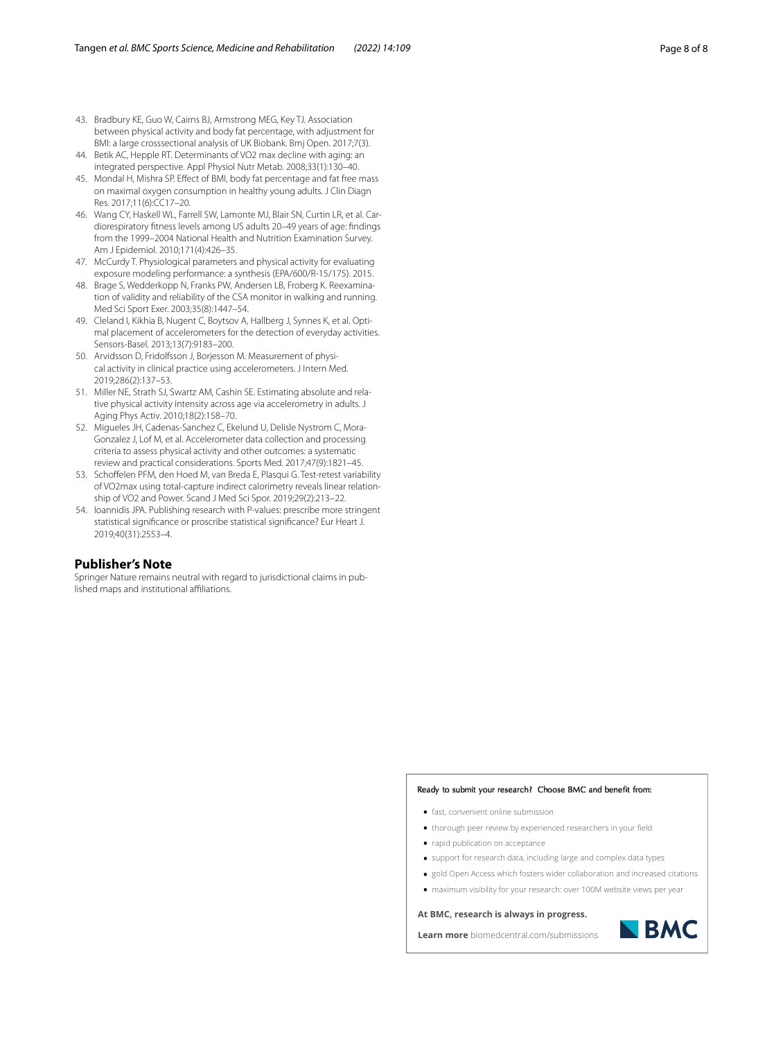43. Bradbury KE, Guo W, Cairns BJ, Armstrong MEG, Key TJ. Association between physical activity and body fat percentage, with adjustment for BMI: a large crosssectional analysis of UK Biobank. Bmj Open. 2017;7(3).
44. Betik AC, Hepple RT. Determinants of VO2 max decline with aging: an integrated perspective. Appl Physiol Nutr Metab. 2008;33(1):130–40.
45. Mondal H, Mishra SP. Effect of BMI, body fat percentage and fat free mass on maximal oxygen consumption in healthy young adults. J Clin Diagn Res. 2017;11(6):CC17–20.
46. Wang CY, Haskell WL, Farrell SW, Lamonte MJ, Blair SN, Curtin LR, et al. Cardiorespiratory fitness levels among US adults 20–49 years of age: findings from the 1999–2004 National Health and Nutrition Examination Survey. Am J Epidemiol. 2010;171(4):426–35.
47. McCurdy T. Physiological parameters and physical activity for evaluating exposure modeling performance: a synthesis (EPA/600/R-15/175). 2015.
48. Brage S, Wedderkopp N, Franks PW, Andersen LB, Froberg K. Reexamination of validity and reliability of the CSA monitor in walking and running. Med Sci Sport Exer. 2003;35(8):1447–54.
49. Cleland I, Kikhia B, Nugent C, Boytsov A, Hallberg J, Synnes K, et al. Optimal placement of accelerometers for the detection of everyday activities. Sensors-Basel. 2013;13(7):9183–200.
50. Arvidsson D, Fridolfsson J, Borjesson M. Measurement of physical activity in clinical practice using accelerometers. J Intern Med. 2019;286(2):137–53.
51. Miller NE, Strath SJ, Swartz AM, Cashin SE. Estimating absolute and relative physical activity intensity across age via accelerometry in adults. J Aging Phys Activ. 2010;18(2):158–70.
52. Migueles JH, Cadenas-Sanchez C, Ekelund U, Delisle Nystrom C, Mora-Gonzalez J, Lof M, et al. Accelerometer data collection and processing criteria to assess physical activity and other outcomes: a systematic review and practical considerations. Sports Med. 2017;47(9):1821–45.
53. Schoffelen PFM, den Hoed M, van Breda E, Plasqui G. Test-retest variability of VO2max using total-capture indirect calorimetry reveals linear relationship of VO2 and Power. Scand J Med Sci Spor. 2019;29(2):213–22.
54. Ioannidis JPA. Publishing research with P-values: prescribe more stringent statistical significance or proscribe statistical significance? Eur Heart J. 2019;40(31):2553–4.

## Publisher's Note

Springer Nature remains neutral with regard to jurisdictional claims in published maps and institutional affiliations.

Ready to submit your research? Choose BMC and benefit from:

- fast, convenient online submission
- thorough peer review by experienced researchers in your field
- rapid publication on acceptance
- support for research data, including large and complex data types
- gold Open Access which fosters wider collaboration and increased citations
- maximum visibility for your research: over 100M website views per year

**At BMC, research is always in progress.**

**Learn more** biomedcentral.com/submissions

BMC